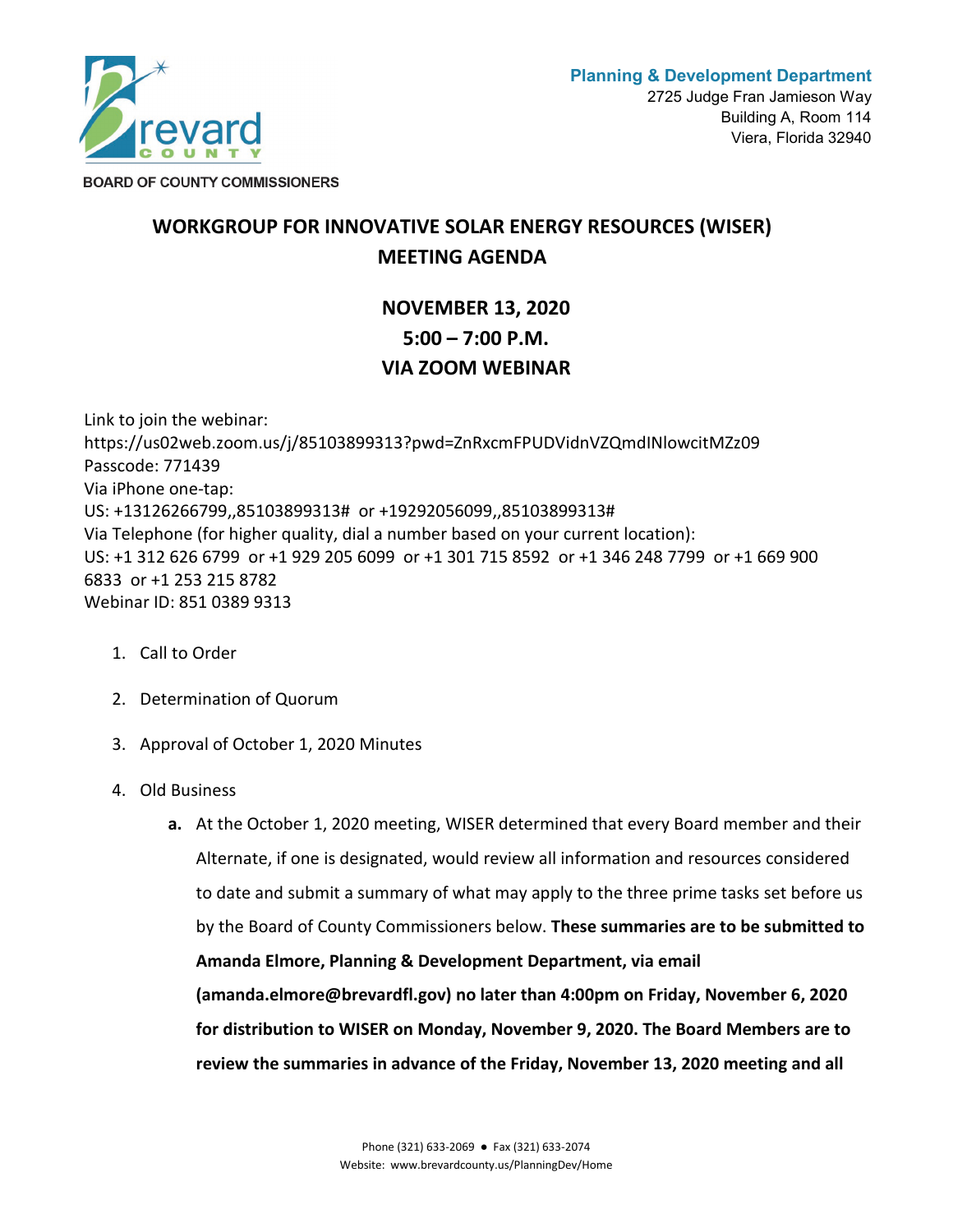Brevard County

BOARD OF COUNTY COMMISSIONERS

**Planning & Development Department**
2725 Judge Fran Jamieson Way
Building A, Room 114
Viera, Florida 32940

# WORKGROUP FOR INNOVATIVE SOLAR ENERGY RESOURCES (WISER) MEETING AGENDA

## NOVEMBER 13, 2020
## 5:00 – 7:00 P.M.
## VIA ZOOM WEBINAR

Link to join the webinar:
https://us02web.zoom.us/j/85103899313?pwd=ZnRxcmFPUDVidnVZQmdINlowcitMZz09
Passcode: 771439
Via iPhone one-tap:
US: +13126266799,,85103899313# or +19292056099,,85103899313#
Via Telephone (for higher quality, dial a number based on your current location):
US: +1 312 626 6799 or +1 929 205 6099 or +1 301 715 8592 or +1 346 248 7799 or +1 669 900 6833 or +1 253 215 8782
Webinar ID: 851 0389 9313

1. Call to Order
2. Determination of Quorum
3. Approval of October 1, 2020 Minutes
4. Old Business
   a. At the October 1, 2020 meeting, WISER determined that every Board member and their Alternate, if one is designated, would review all information and resources considered to date and submit a summary of what may apply to the three prime tasks set before us by the Board of County Commissioners below. **These summaries are to be submitted to Amanda Elmore, Planning & Development Department, via email (amanda.elmore@brevardfl.gov) no later than 4:00pm on Friday, November 6, 2020 for distribution to WISER on Monday, November 9, 2020. The Board Members are to review the summaries in advance of the Friday, November 13, 2020 meeting and all**

Phone (321) 633-2069 ● Fax (321) 633-2074
Website: www.brevardcounty.us/PlanningDev/Home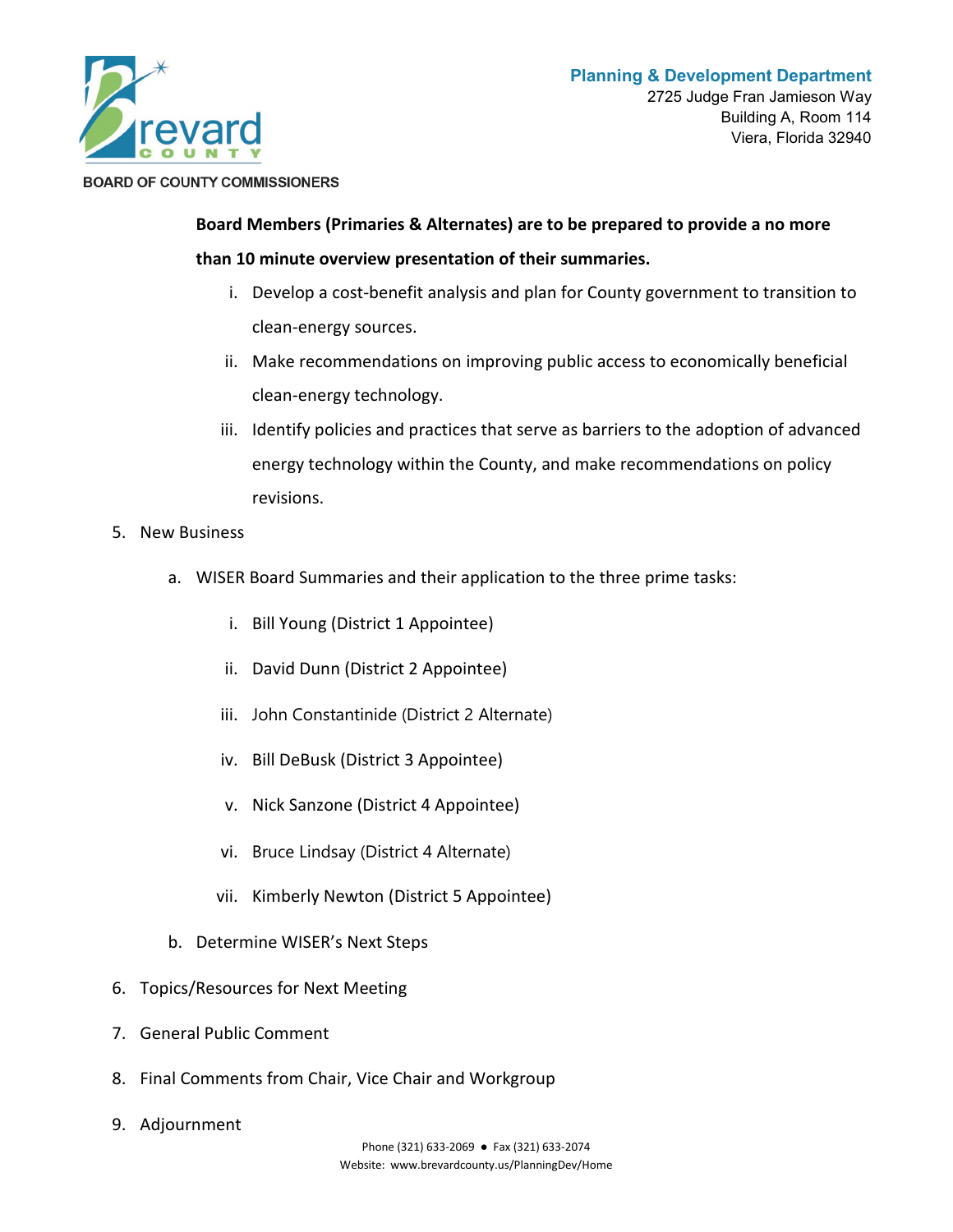**BOARD OF COUNTY COMMISSIONERS**

**Planning & Development Department**
2725 Judge Fran Jamieson Way
Building A, Room 114
Viera, Florida 32940

**Board Members (Primaries & Alternates) are to be prepared to provide a no more than 10 minute overview presentation of their summaries.**

i. Develop a cost-benefit analysis and plan for County government to transition to clean-energy sources.

ii. Make recommendations on improving public access to economically beneficial clean-energy technology.

iii. Identify policies and practices that serve as barriers to the adoption of advanced energy technology within the County, and make recommendations on policy revisions.

5. New Business

   a. WISER Board Summaries and their application to the three prime tasks:

      i. Bill Young (District 1 Appointee)

      ii. David Dunn (District 2 Appointee)

      iii. John Constantinide (District 2 Alternate)

      iv. Bill DeBusk (District 3 Appointee)

      v. Nick Sanzone (District 4 Appointee)

      vi. Bruce Lindsay (District 4 Alternate)

      vii. Kimberly Newton (District 5 Appointee)

   b. Determine WISER's Next Steps

6. Topics/Resources for Next Meeting

7. General Public Comment

8. Final Comments from Chair, Vice Chair and Workgroup

9. Adjournment

Phone (321) 633-2069 ● Fax (321) 633-2074
Website: www.brevardcounty.us/PlanningDev/Home